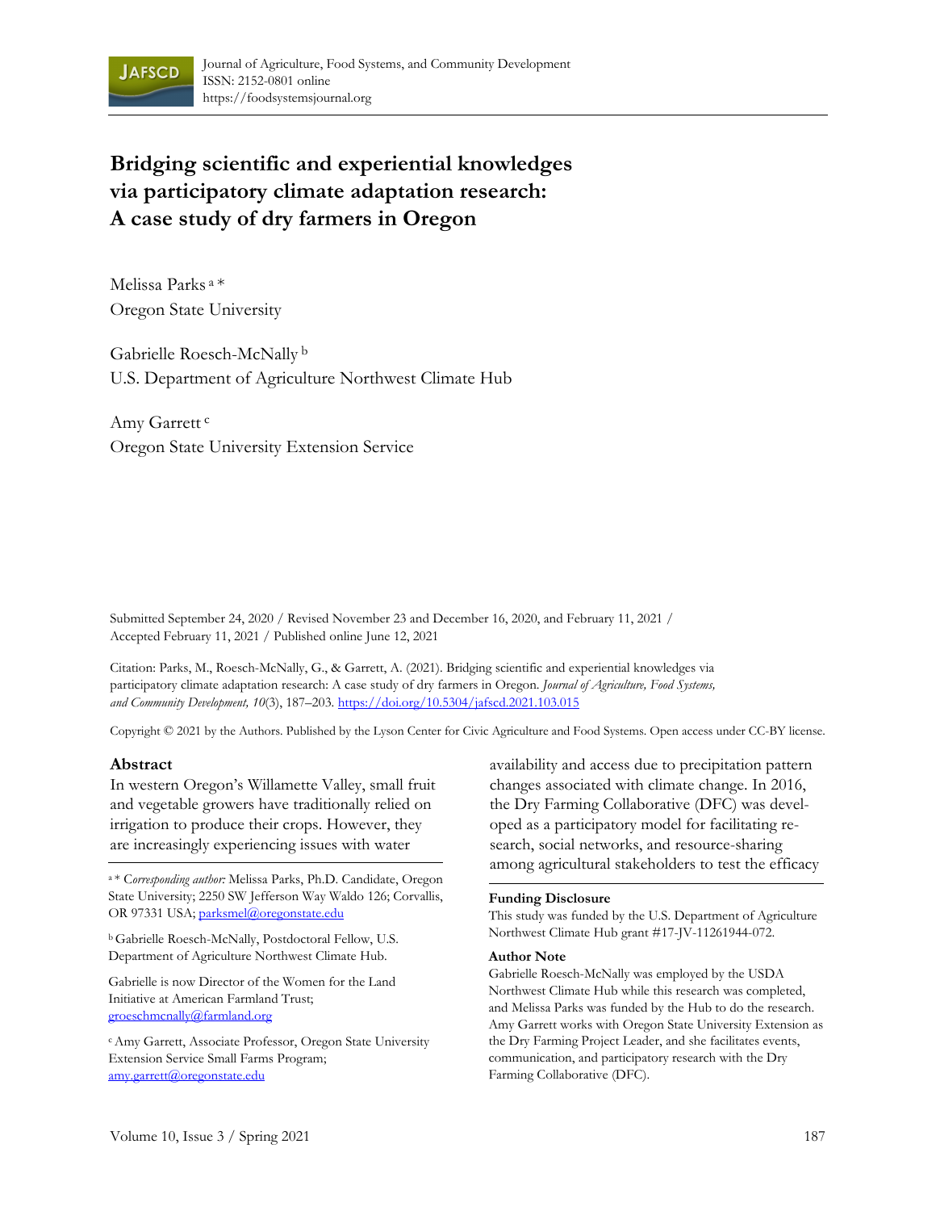# Bridging scientific and experiential knowledges via participatory climate adaptation research: A case study of dry farmers in Oregon

Melissa Parks [a] *
Oregon State University

Gabrielle Roesch-McNally [b]
U.S. Department of Agriculture Northwest Climate Hub

Amy Garrett [c]
Oregon State University Extension Service

Submitted September 24, 2020 / Revised November 23 and December 16, 2020, and February 11, 2021 / Accepted February 11, 2021 / Published online June 12, 2021

Citation: Parks, M., Roesch-McNally, G., & Garrett, A. (2021). Bridging scientific and experiential knowledges via participatory climate adaptation research: A case study of dry farmers in Oregon. *Journal of Agriculture, Food Systems, and Community Development, 10*(3), 187–203. https://doi.org/10.5304/jafscd.2021.103.015

Copyright © 2021 by the Authors. Published by the Lyson Center for Civic Agriculture and Food Systems. Open access under CC-BY license.

## Abstract

In western Oregon's Willamette Valley, small fruit and vegetable growers have traditionally relied on irrigation to produce their crops. However, they are increasingly experiencing issues with water availability and access due to precipitation pattern changes associated with climate change. In 2016, the Dry Farming Collaborative (DFC) was developed as a participatory model for facilitating research, social networks, and resource-sharing among agricultural stakeholders to test the efficacy

[a] * *Corresponding author:* Melissa Parks, Ph.D. Candidate, Oregon State University; 2250 SW Jefferson Way Waldo 126; Corvallis, OR 97331 USA; parksmel@oregonstate.edu

[b] Gabrielle Roesch-McNally, Postdoctoral Fellow, U.S. Department of Agriculture Northwest Climate Hub.

Gabrielle is now Director of the Women for the Land Initiative at American Farmland Trust; groeschmcnally@farmland.org

[c] Amy Garrett, Associate Professor, Oregon State University Extension Service Small Farms Program; amy.garrett@oregonstate.edu

### Funding Disclosure

This study was funded by the U.S. Department of Agriculture Northwest Climate Hub grant #17-JV-11261944-072.

### Author Note

Gabrielle Roesch-McNally was employed by the USDA Northwest Climate Hub while this research was completed, and Melissa Parks was funded by the Hub to do the research. Amy Garrett works with Oregon State University Extension as the Dry Farming Project Leader, and she facilitates events, communication, and participatory research with the Dry Farming Collaborative (DFC).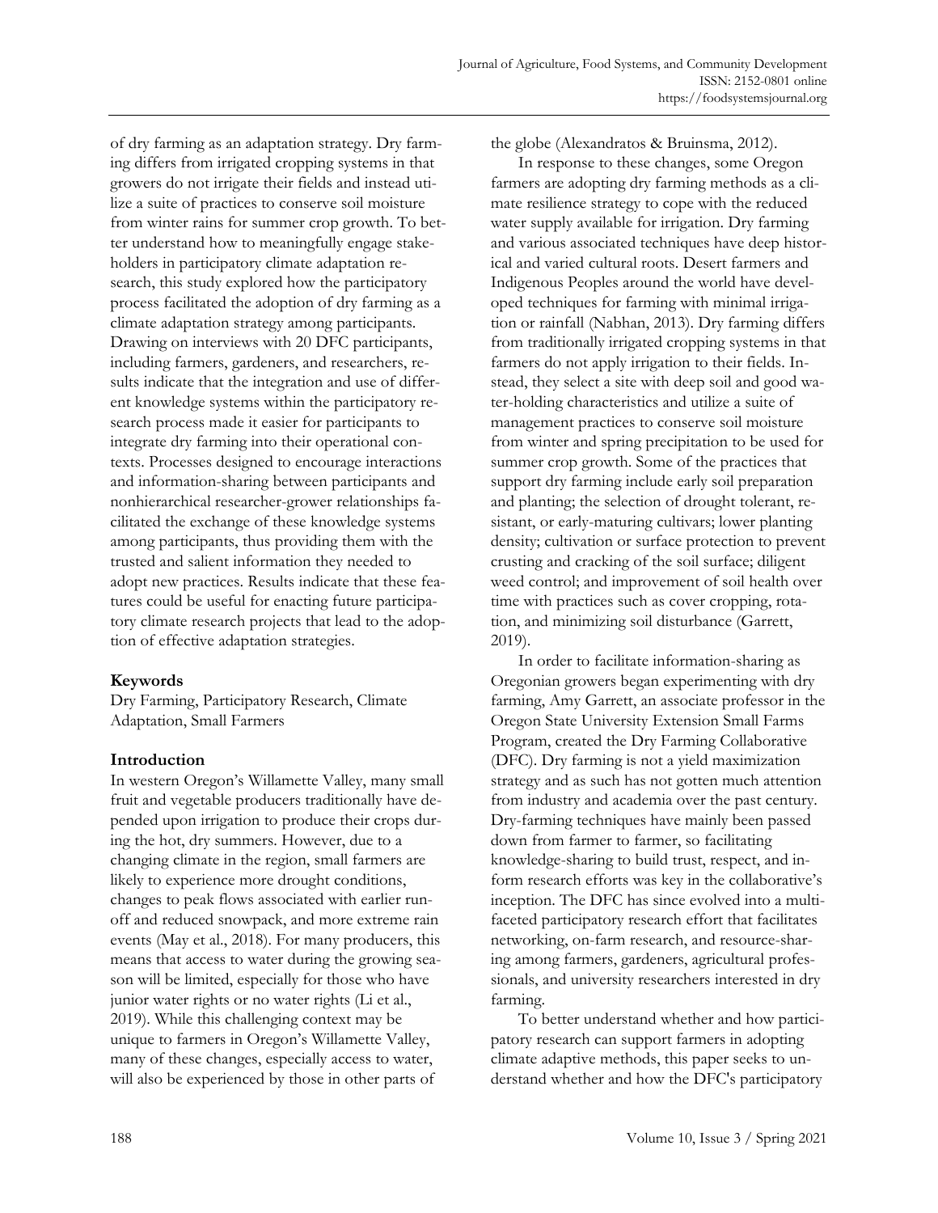of dry farming as an adaptation strategy. Dry farming differs from irrigated cropping systems in that growers do not irrigate their fields and instead utilize a suite of practices to conserve soil moisture from winter rains for summer crop growth. To better understand how to meaningfully engage stakeholders in participatory climate adaptation research, this study explored how the participatory process facilitated the adoption of dry farming as a climate adaptation strategy among participants. Drawing on interviews with 20 DFC participants, including farmers, gardeners, and researchers, results indicate that the integration and use of different knowledge systems within the participatory research process made it easier for participants to integrate dry farming into their operational contexts. Processes designed to encourage interactions and information-sharing between participants and nonhierarchical researcher-grower relationships facilitated the exchange of these knowledge systems among participants, thus providing them with the trusted and salient information they needed to adopt new practices. Results indicate that these features could be useful for enacting future participatory climate research projects that lead to the adoption of effective adaptation strategies.

## Keywords

Dry Farming, Participatory Research, Climate Adaptation, Small Farmers

## Introduction

In western Oregon's Willamette Valley, many small fruit and vegetable producers traditionally have depended upon irrigation to produce their crops during the hot, dry summers. However, due to a changing climate in the region, small farmers are likely to experience more drought conditions, changes to peak flows associated with earlier runoff and reduced snowpack, and more extreme rain events (May et al., 2018). For many producers, this means that access to water during the growing season will be limited, especially for those who have junior water rights or no water rights (Li et al., 2019). While this challenging context may be unique to farmers in Oregon's Willamette Valley, many of these changes, especially access to water, will also be experienced by those in other parts of the globe (Alexandratos & Bruinsma, 2012).

In response to these changes, some Oregon farmers are adopting dry farming methods as a climate resilience strategy to cope with the reduced water supply available for irrigation. Dry farming and various associated techniques have deep historical and varied cultural roots. Desert farmers and Indigenous Peoples around the world have developed techniques for farming with minimal irrigation or rainfall (Nabhan, 2013). Dry farming differs from traditionally irrigated cropping systems in that farmers do not apply irrigation to their fields. Instead, they select a site with deep soil and good water-holding characteristics and utilize a suite of management practices to conserve soil moisture from winter and spring precipitation to be used for summer crop growth. Some of the practices that support dry farming include early soil preparation and planting; the selection of drought tolerant, resistant, or early-maturing cultivars; lower planting density; cultivation or surface protection to prevent crusting and cracking of the soil surface; diligent weed control; and improvement of soil health over time with practices such as cover cropping, rotation, and minimizing soil disturbance (Garrett, 2019).

In order to facilitate information-sharing as Oregonian growers began experimenting with dry farming, Amy Garrett, an associate professor in the Oregon State University Extension Small Farms Program, created the Dry Farming Collaborative (DFC). Dry farming is not a yield maximization strategy and as such has not gotten much attention from industry and academia over the past century. Dry-farming techniques have mainly been passed down from farmer to farmer, so facilitating knowledge-sharing to build trust, respect, and inform research efforts was key in the collaborative's inception. The DFC has since evolved into a multifaceted participatory research effort that facilitates networking, on-farm research, and resource-sharing among farmers, gardeners, agricultural professionals, and university researchers interested in dry farming.

To better understand whether and how participatory research can support farmers in adopting climate adaptive methods, this paper seeks to understand whether and how the DFC's participatory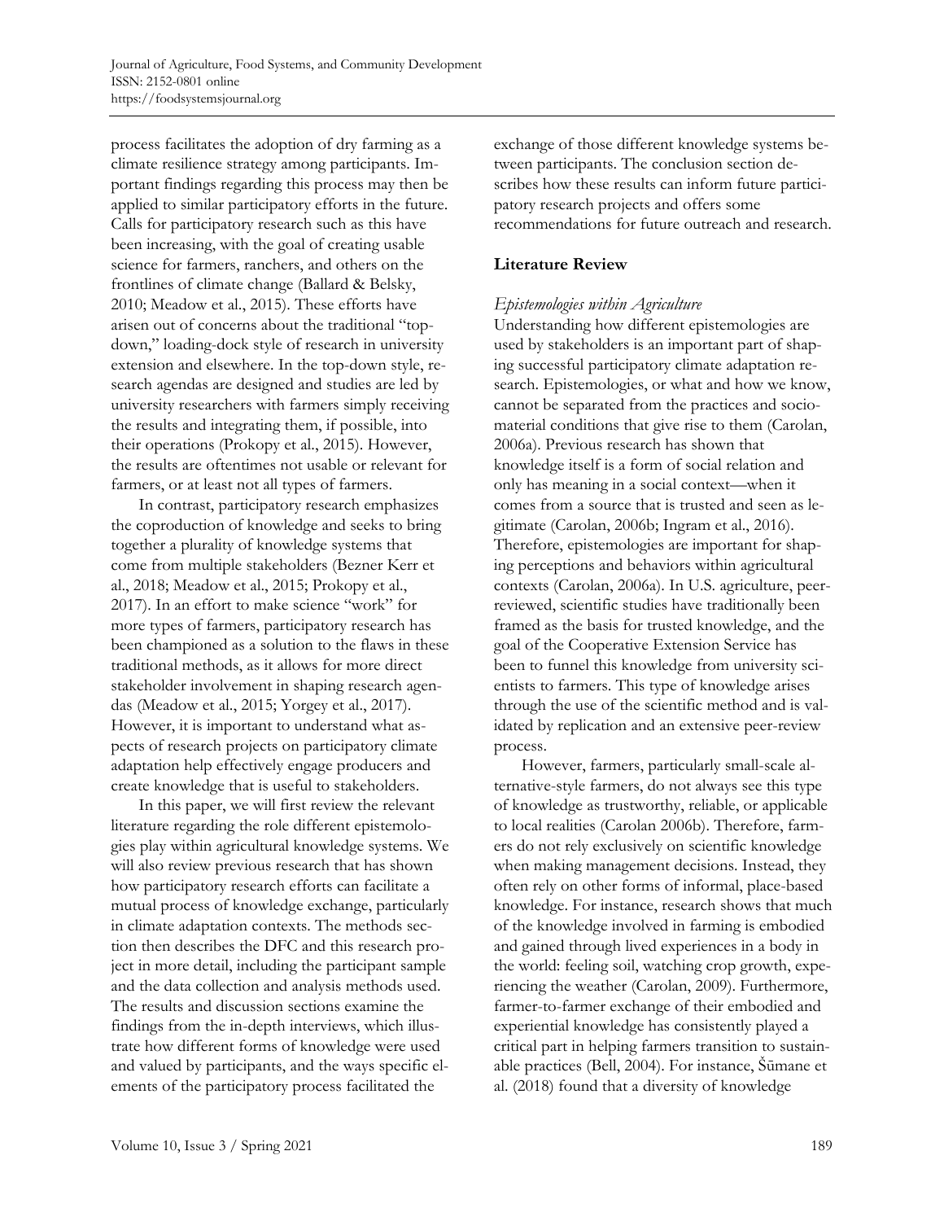process facilitates the adoption of dry farming as a climate resilience strategy among participants. Important findings regarding this process may then be applied to similar participatory efforts in the future. Calls for participatory research such as this have been increasing, with the goal of creating usable science for farmers, ranchers, and others on the frontlines of climate change (Ballard & Belsky, 2010; Meadow et al., 2015). These efforts have arisen out of concerns about the traditional "top-down," loading-dock style of research in university extension and elsewhere. In the top-down style, research agendas are designed and studies are led by university researchers with farmers simply receiving the results and integrating them, if possible, into their operations (Prokopy et al., 2015). However, the results are oftentimes not usable or relevant for farmers, or at least not all types of farmers.

In contrast, participatory research emphasizes the coproduction of knowledge and seeks to bring together a plurality of knowledge systems that come from multiple stakeholders (Bezner Kerr et al., 2018; Meadow et al., 2015; Prokopy et al., 2017). In an effort to make science "work" for more types of farmers, participatory research has been championed as a solution to the flaws in these traditional methods, as it allows for more direct stakeholder involvement in shaping research agendas (Meadow et al., 2015; Yorgey et al., 2017). However, it is important to understand what aspects of research projects on participatory climate adaptation help effectively engage producers and create knowledge that is useful to stakeholders.

In this paper, we will first review the relevant literature regarding the role different epistemologies play within agricultural knowledge systems. We will also review previous research that has shown how participatory research efforts can facilitate a mutual process of knowledge exchange, particularly in climate adaptation contexts. The methods section then describes the DFC and this research project in more detail, including the participant sample and the data collection and analysis methods used. The results and discussion sections examine the findings from the in-depth interviews, which illustrate how different forms of knowledge were used and valued by participants, and the ways specific elements of the participatory process facilitated the exchange of those different knowledge systems between participants. The conclusion section describes how these results can inform future participatory research projects and offers some recommendations for future outreach and research.

## Literature Review

### *Epistemologies within Agriculture*

Understanding how different epistemologies are used by stakeholders is an important part of shaping successful participatory climate adaptation research. Epistemologies, or what and how we know, cannot be separated from the practices and sociomaterial conditions that give rise to them (Carolan, 2006a). Previous research has shown that knowledge itself is a form of social relation and only has meaning in a social context—when it comes from a source that is trusted and seen as legitimate (Carolan, 2006b; Ingram et al., 2016). Therefore, epistemologies are important for shaping perceptions and behaviors within agricultural contexts (Carolan, 2006a). In U.S. agriculture, peer-reviewed, scientific studies have traditionally been framed as the basis for trusted knowledge, and the goal of the Cooperative Extension Service has been to funnel this knowledge from university scientists to farmers. This type of knowledge arises through the use of the scientific method and is validated by replication and an extensive peer-review process.

However, farmers, particularly small-scale alternative-style farmers, do not always see this type of knowledge as trustworthy, reliable, or applicable to local realities (Carolan 2006b). Therefore, farmers do not rely exclusively on scientific knowledge when making management decisions. Instead, they often rely on other forms of informal, place-based knowledge. For instance, research shows that much of the knowledge involved in farming is embodied and gained through lived experiences in a body in the world: feeling soil, watching crop growth, experiencing the weather (Carolan, 2009). Furthermore, farmer-to-farmer exchange of their embodied and experiential knowledge has consistently played a critical part in helping farmers transition to sustainable practices (Bell, 2004). For instance, Šūmane et al. (2018) found that a diversity of knowledge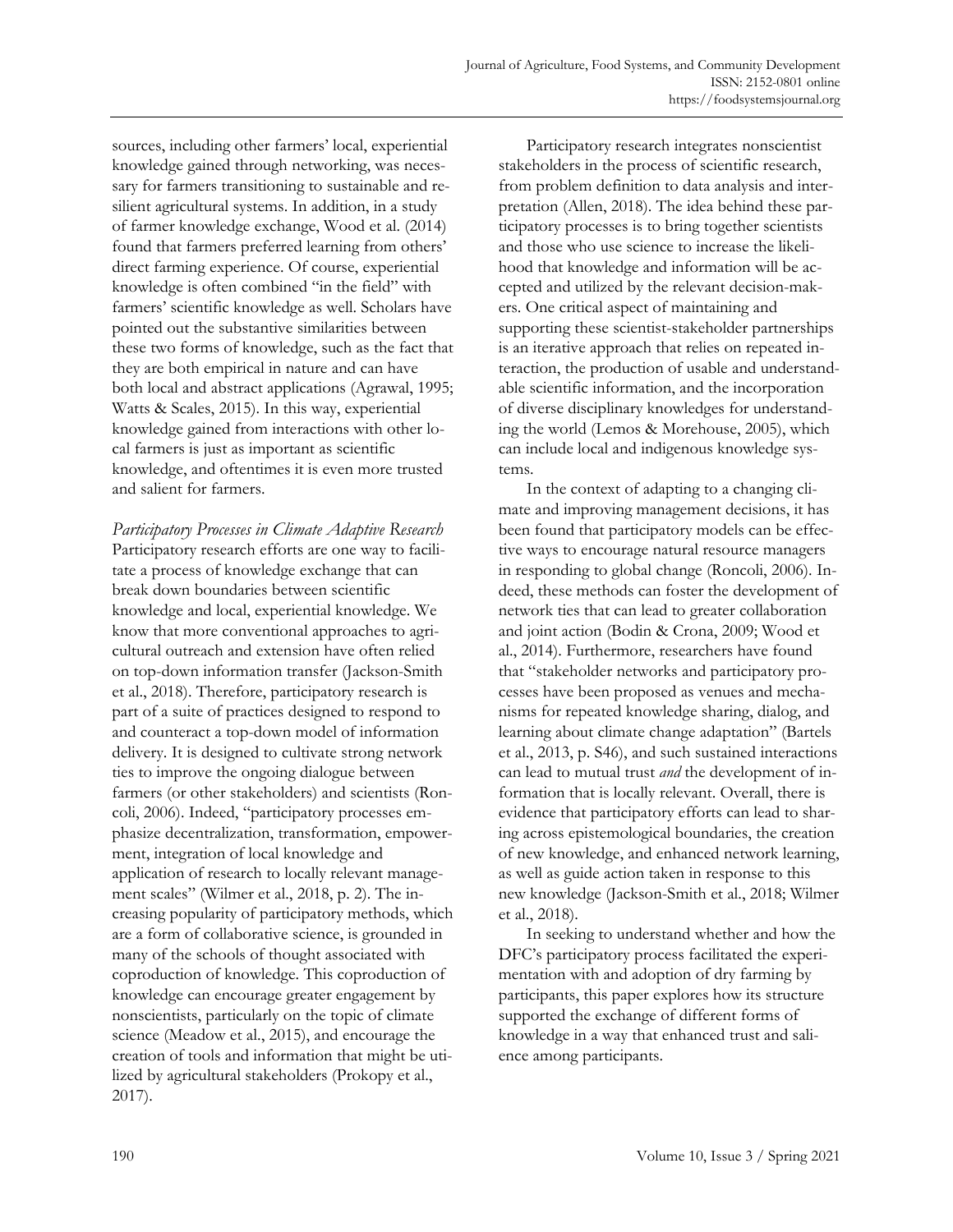sources, including other farmers' local, experiential knowledge gained through networking, was necessary for farmers transitioning to sustainable and resilient agricultural systems. In addition, in a study of farmer knowledge exchange, Wood et al. (2014) found that farmers preferred learning from others' direct farming experience. Of course, experiential knowledge is often combined "in the field" with farmers' scientific knowledge as well. Scholars have pointed out the substantive similarities between these two forms of knowledge, such as the fact that they are both empirical in nature and can have both local and abstract applications (Agrawal, 1995; Watts & Scales, 2015). In this way, experiential knowledge gained from interactions with other local farmers is just as important as scientific knowledge, and oftentimes it is even more trusted and salient for farmers.

*Participatory Processes in Climate Adaptive Research*

Participatory research efforts are one way to facilitate a process of knowledge exchange that can break down boundaries between scientific knowledge and local, experiential knowledge. We know that more conventional approaches to agricultural outreach and extension have often relied on top-down information transfer (Jackson-Smith et al., 2018). Therefore, participatory research is part of a suite of practices designed to respond to and counteract a top-down model of information delivery. It is designed to cultivate strong network ties to improve the ongoing dialogue between farmers (or other stakeholders) and scientists (Roncoli, 2006). Indeed, "participatory processes emphasize decentralization, transformation, empowerment, integration of local knowledge and application of research to locally relevant management scales" (Wilmer et al., 2018, p. 2). The increasing popularity of participatory methods, which are a form of collaborative science, is grounded in many of the schools of thought associated with coproduction of knowledge. This coproduction of knowledge can encourage greater engagement by nonscientists, particularly on the topic of climate science (Meadow et al., 2015), and encourage the creation of tools and information that might be utilized by agricultural stakeholders (Prokopy et al., 2017).

Participatory research integrates nonscientist stakeholders in the process of scientific research, from problem definition to data analysis and interpretation (Allen, 2018). The idea behind these participatory processes is to bring together scientists and those who use science to increase the likelihood that knowledge and information will be accepted and utilized by the relevant decision-makers. One critical aspect of maintaining and supporting these scientist-stakeholder partnerships is an iterative approach that relies on repeated interaction, the production of usable and understandable scientific information, and the incorporation of diverse disciplinary knowledges for understanding the world (Lemos & Morehouse, 2005), which can include local and indigenous knowledge systems.

In the context of adapting to a changing climate and improving management decisions, it has been found that participatory models can be effective ways to encourage natural resource managers in responding to global change (Roncoli, 2006). Indeed, these methods can foster the development of network ties that can lead to greater collaboration and joint action (Bodin & Crona, 2009; Wood et al., 2014). Furthermore, researchers have found that "stakeholder networks and participatory processes have been proposed as venues and mechanisms for repeated knowledge sharing, dialog, and learning about climate change adaptation" (Bartels et al., 2013, p. S46), and such sustained interactions can lead to mutual trust *and* the development of information that is locally relevant. Overall, there is evidence that participatory efforts can lead to sharing across epistemological boundaries, the creation of new knowledge, and enhanced network learning, as well as guide action taken in response to this new knowledge (Jackson-Smith et al., 2018; Wilmer et al., 2018).

In seeking to understand whether and how the DFC's participatory process facilitated the experimentation with and adoption of dry farming by participants, this paper explores how its structure supported the exchange of different forms of knowledge in a way that enhanced trust and salience among participants.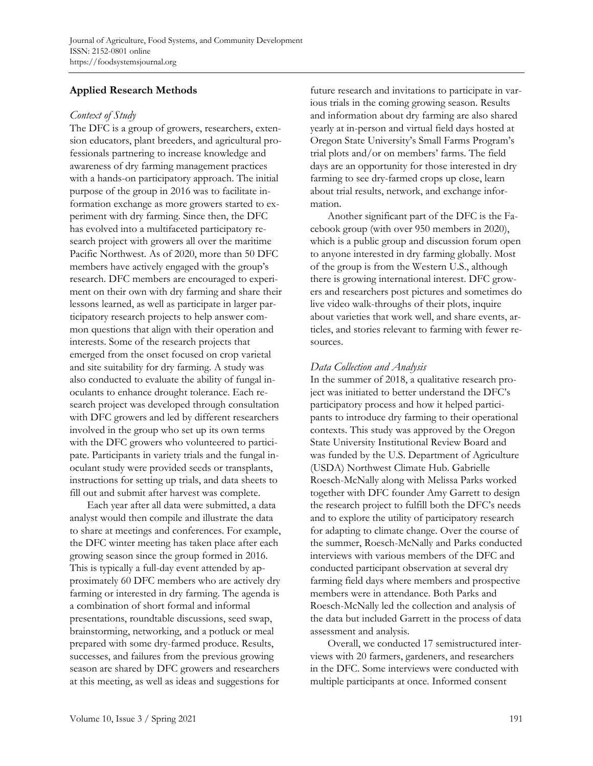## Applied Research Methods

### *Context of Study*

The DFC is a group of growers, researchers, extension educators, plant breeders, and agricultural professionals partnering to increase knowledge and awareness of dry farming management practices with a hands-on participatory approach. The initial purpose of the group in 2016 was to facilitate information exchange as more growers started to experiment with dry farming. Since then, the DFC has evolved into a multifaceted participatory research project with growers all over the maritime Pacific Northwest. As of 2020, more than 50 DFC members have actively engaged with the group's research. DFC members are encouraged to experiment on their own with dry farming and share their lessons learned, as well as participate in larger participatory research projects to help answer common questions that align with their operation and interests. Some of the research projects that emerged from the onset focused on crop varietal and site suitability for dry farming. A study was also conducted to evaluate the ability of fungal inoculants to enhance drought tolerance. Each research project was developed through consultation with DFC growers and led by different researchers involved in the group who set up its own terms with the DFC growers who volunteered to participate. Participants in variety trials and the fungal inoculant study were provided seeds or transplants, instructions for setting up trials, and data sheets to fill out and submit after harvest was complete.

Each year after all data were submitted, a data analyst would then compile and illustrate the data to share at meetings and conferences. For example, the DFC winter meeting has taken place after each growing season since the group formed in 2016. This is typically a full-day event attended by approximately 60 DFC members who are actively dry farming or interested in dry farming. The agenda is a combination of short formal and informal presentations, roundtable discussions, seed swap, brainstorming, networking, and a potluck or meal prepared with some dry-farmed produce. Results, successes, and failures from the previous growing season are shared by DFC growers and researchers at this meeting, as well as ideas and suggestions for future research and invitations to participate in various trials in the coming growing season. Results and information about dry farming are also shared yearly at in-person and virtual field days hosted at Oregon State University's Small Farms Program's trial plots and/or on members' farms. The field days are an opportunity for those interested in dry farming to see dry-farmed crops up close, learn about trial results, network, and exchange information.

Another significant part of the DFC is the Facebook group (with over 950 members in 2020), which is a public group and discussion forum open to anyone interested in dry farming globally. Most of the group is from the Western U.S., although there is growing international interest. DFC growers and researchers post pictures and sometimes do live video walk-throughs of their plots, inquire about varieties that work well, and share events, articles, and stories relevant to farming with fewer resources.

### *Data Collection and Analysis*

In the summer of 2018, a qualitative research project was initiated to better understand the DFC's participatory process and how it helped participants to introduce dry farming to their operational contexts. This study was approved by the Oregon State University Institutional Review Board and was funded by the U.S. Department of Agriculture (USDA) Northwest Climate Hub. Gabrielle Roesch-McNally along with Melissa Parks worked together with DFC founder Amy Garrett to design the research project to fulfill both the DFC's needs and to explore the utility of participatory research for adapting to climate change. Over the course of the summer, Roesch-McNally and Parks conducted interviews with various members of the DFC and conducted participant observation at several dry farming field days where members and prospective members were in attendance. Both Parks and Roesch-McNally led the collection and analysis of the data but included Garrett in the process of data assessment and analysis.

Overall, we conducted 17 semistructured interviews with 20 farmers, gardeners, and researchers in the DFC. Some interviews were conducted with multiple participants at once. Informed consent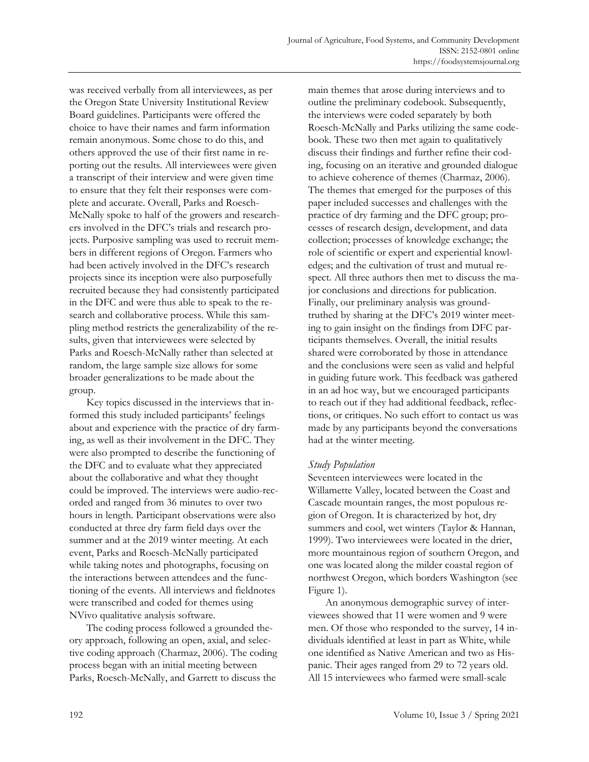was received verbally from all interviewees, as per the Oregon State University Institutional Review Board guidelines. Participants were offered the choice to have their names and farm information remain anonymous. Some chose to do this, and others approved the use of their first name in reporting out the results. All interviewees were given a transcript of their interview and were given time to ensure that they felt their responses were complete and accurate. Overall, Parks and Roesch-McNally spoke to half of the growers and researchers involved in the DFC's trials and research projects. Purposive sampling was used to recruit members in different regions of Oregon. Farmers who had been actively involved in the DFC's research projects since its inception were also purposefully recruited because they had consistently participated in the DFC and were thus able to speak to the research and collaborative process. While this sampling method restricts the generalizability of the results, given that interviewees were selected by Parks and Roesch-McNally rather than selected at random, the large sample size allows for some broader generalizations to be made about the group.

Key topics discussed in the interviews that informed this study included participants' feelings about and experience with the practice of dry farming, as well as their involvement in the DFC. They were also prompted to describe the functioning of the DFC and to evaluate what they appreciated about the collaborative and what they thought could be improved. The interviews were audio-recorded and ranged from 36 minutes to over two hours in length. Participant observations were also conducted at three dry farm field days over the summer and at the 2019 winter meeting. At each event, Parks and Roesch-McNally participated while taking notes and photographs, focusing on the interactions between attendees and the functioning of the events. All interviews and fieldnotes were transcribed and coded for themes using NVivo qualitative analysis software.

The coding process followed a grounded theory approach, following an open, axial, and selective coding approach (Charmaz, 2006). The coding process began with an initial meeting between Parks, Roesch-McNally, and Garrett to discuss the main themes that arose during interviews and to outline the preliminary codebook. Subsequently, the interviews were coded separately by both Roesch-McNally and Parks utilizing the same codebook. These two then met again to qualitatively discuss their findings and further refine their coding, focusing on an iterative and grounded dialogue to achieve coherence of themes (Charmaz, 2006). The themes that emerged for the purposes of this paper included successes and challenges with the practice of dry farming and the DFC group; processes of research design, development, and data collection; processes of knowledge exchange; the role of scientific or expert and experiential knowledges; and the cultivation of trust and mutual respect. All three authors then met to discuss the major conclusions and directions for publication. Finally, our preliminary analysis was ground-truthed by sharing at the DFC's 2019 winter meeting to gain insight on the findings from DFC participants themselves. Overall, the initial results shared were corroborated by those in attendance and the conclusions were seen as valid and helpful in guiding future work. This feedback was gathered in an ad hoc way, but we encouraged participants to reach out if they had additional feedback, reflections, or critiques. No such effort to contact us was made by any participants beyond the conversations had at the winter meeting.

### *Study Population*

Seventeen interviewees were located in the Willamette Valley, located between the Coast and Cascade mountain ranges, the most populous region of Oregon. It is characterized by hot, dry summers and cool, wet winters (Taylor & Hannan, 1999). Two interviewees were located in the drier, more mountainous region of southern Oregon, and one was located along the milder coastal region of northwest Oregon, which borders Washington (see Figure 1).

An anonymous demographic survey of interviewees showed that 11 were women and 9 were men. Of those who responded to the survey, 14 individuals identified at least in part as White, while one identified as Native American and two as Hispanic. Their ages ranged from 29 to 72 years old. All 15 interviewees who farmed were small-scale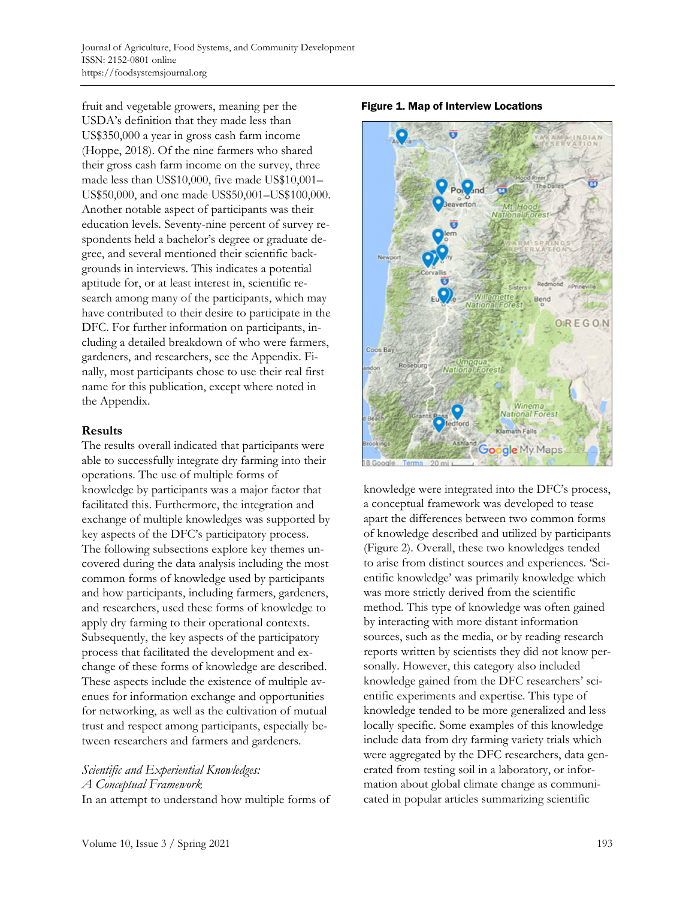fruit and vegetable growers, meaning per the USDA's definition that they made less than US$350,000 a year in gross cash farm income (Hoppe, 2018). Of the nine farmers who shared their gross cash farm income on the survey, three made less than US$10,000, five made US$10,001–US$50,000, and one made US$50,001–US$100,000. Another notable aspect of participants was their education levels. Seventy-nine percent of survey respondents held a bachelor's degree or graduate degree, and several mentioned their scientific backgrounds in interviews. This indicates a potential aptitude for, or at least interest in, scientific research among many of the participants, which may have contributed to their desire to participate in the DFC. For further information on participants, including a detailed breakdown of who were farmers, gardeners, and researchers, see the Appendix. Finally, most participants chose to use their real first name for this publication, except where noted in the Appendix.

**Figure 1. Map of Interview Locations**

## Results

The results overall indicated that participants were able to successfully integrate dry farming into their operations. The use of multiple forms of knowledge by participants was a major factor that facilitated this. Furthermore, the integration and exchange of multiple knowledges was supported by key aspects of the DFC's participatory process. The following subsections explore key themes uncovered during the data analysis including the most common forms of knowledge used by participants and how participants, including farmers, gardeners, and researchers, used these forms of knowledge to apply dry farming to their operational contexts. Subsequently, the key aspects of the participatory process that facilitated the development and exchange of these forms of knowledge are described. These aspects include the existence of multiple avenues for information exchange and opportunities for networking, as well as the cultivation of mutual trust and respect among participants, especially between researchers and farmers and gardeners.

### *Scientific and Experiential Knowledges: A Conceptual Framework*

In an attempt to understand how multiple forms of knowledge were integrated into the DFC's process, a conceptual framework was developed to tease apart the differences between two common forms of knowledge described and utilized by participants (Figure 2). Overall, these two knowledges tended to arise from distinct sources and experiences. 'Scientific knowledge' was primarily knowledge which was more strictly derived from the scientific method. This type of knowledge was often gained by interacting with more distant information sources, such as the media, or by reading research reports written by scientists they did not know personally. However, this category also included knowledge gained from the DFC researchers' scientific experiments and expertise. This type of knowledge tended to be more generalized and less locally specific. Some examples of this knowledge include data from dry farming variety trials which were aggregated by the DFC researchers, data generated from testing soil in a laboratory, or information about global climate change as communicated in popular articles summarizing scientific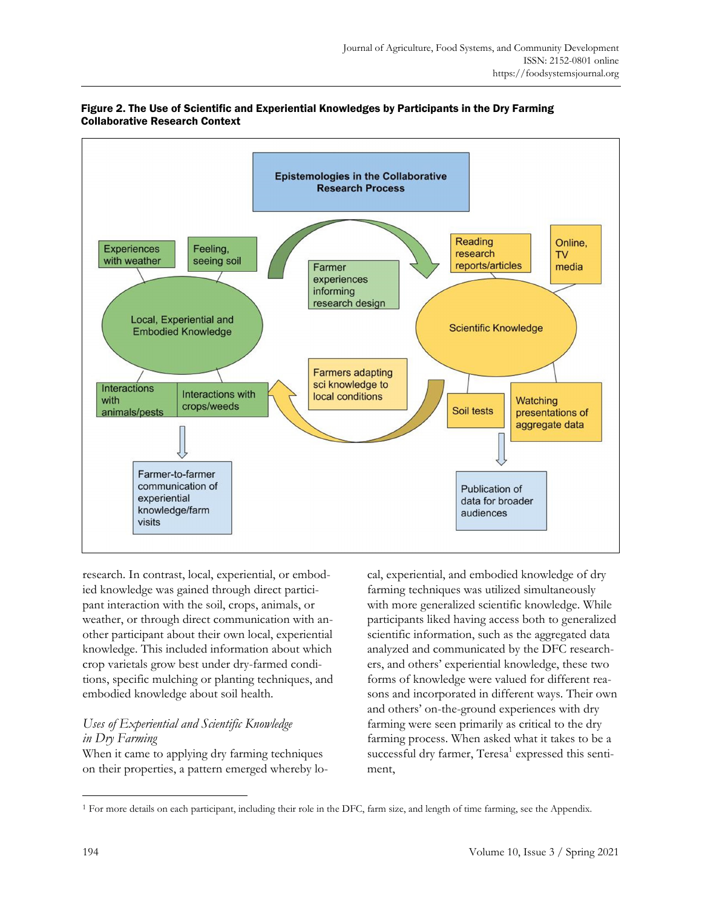**Figure 2. The Use of Scientific and Experiential Knowledges by Participants in the Dry Farming Collaborative Research Context**

Epistemologies in the Collaborative Research Process

Local, Experiential and Embodied Knowledge: Experiences with weather; Feeling, seeing soil; Interactions with animals/pests; Interactions with crops/weeds → Farmer-to-farmer communication of experiential knowledge/farm visits

Farmer experiences informing research design

Farmers adapting sci knowledge to local conditions

Scientific Knowledge: Reading research reports/articles; Online, TV media; Soil tests; Watching presentations of aggregate data → Publication of data for broader audiences

research. In contrast, local, experiential, or embodied knowledge was gained through direct participant interaction with the soil, crops, animals, or weather, or through direct communication with another participant about their own local, experiential knowledge. This included information about which crop varietals grow best under dry-farmed conditions, specific mulching or planting techniques, and embodied knowledge about soil health.

### *Uses of Experiential and Scientific Knowledge in Dry Farming*

When it came to applying dry farming techniques on their properties, a pattern emerged whereby local, experiential, and embodied knowledge of dry farming techniques was utilized simultaneously with more generalized scientific knowledge. While participants liked having access both to generalized scientific information, such as the aggregated data analyzed and communicated by the DFC researchers, and others' experiential knowledge, these two forms of knowledge were valued for different reasons and incorporated in different ways. Their own and others' on-the-ground experiences with dry farming were seen primarily as critical to the dry farming process. When asked what it takes to be a successful dry farmer, Teresa[1] expressed this sentiment,

[1] For more details on each participant, including their role in the DFC, farm size, and length of time farming, see the Appendix.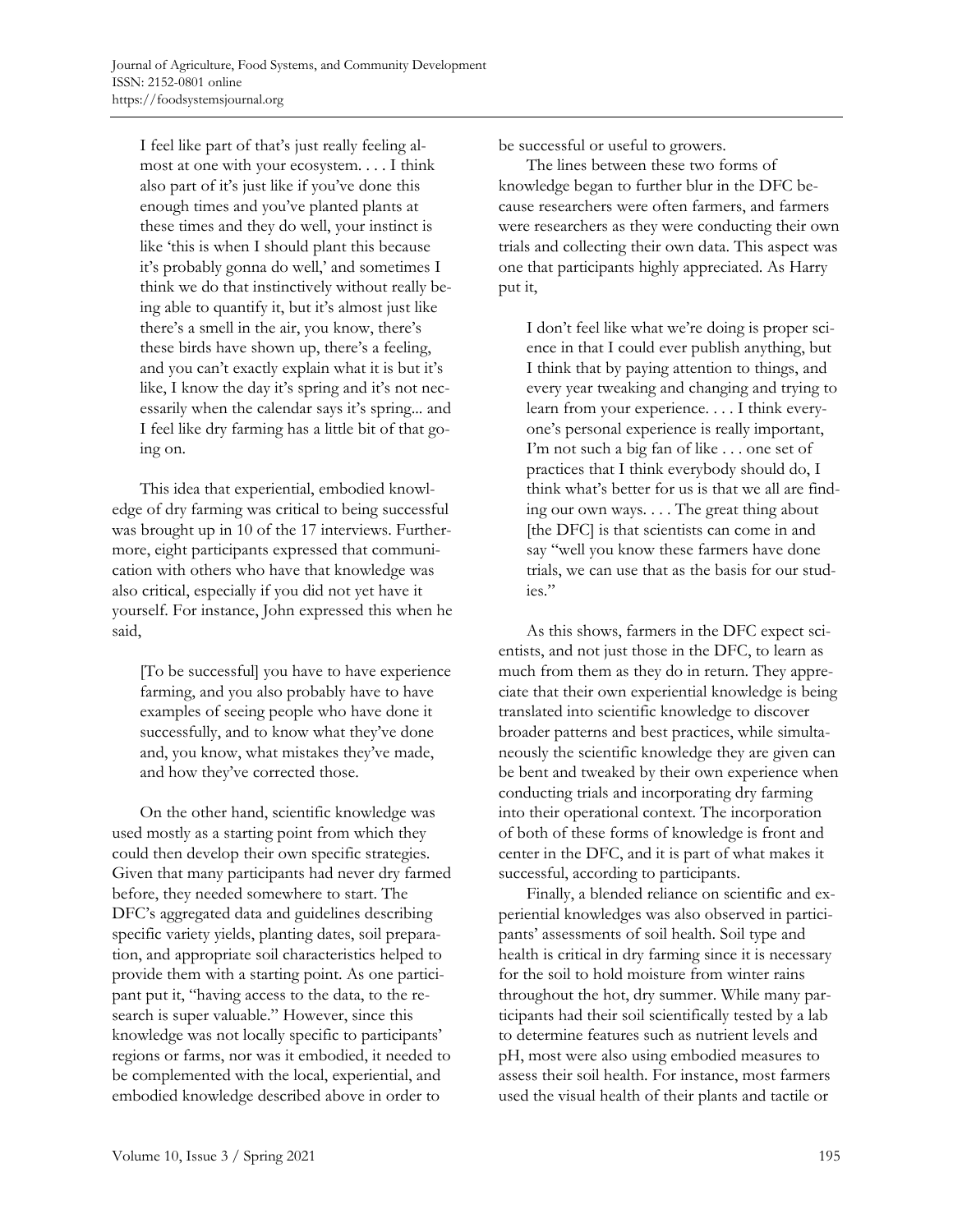> I feel like part of that's just really feeling almost at one with your ecosystem. . . . I think also part of it's just like if you've done this enough times and you've planted plants at these times and they do well, your instinct is like 'this is when I should plant this because it's probably gonna do well,' and sometimes I think we do that instinctively without really being able to quantify it, but it's almost just like there's a smell in the air, you know, there's these birds have shown up, there's a feeling, and you can't exactly explain what it is but it's like, I know the day it's spring and it's not necessarily when the calendar says it's spring... and I feel like dry farming has a little bit of that going on.

This idea that experiential, embodied knowledge of dry farming was critical to being successful was brought up in 10 of the 17 interviews. Furthermore, eight participants expressed that communication with others who have that knowledge was also critical, especially if you did not yet have it yourself. For instance, John expressed this when he said,

> [To be successful] you have to have experience farming, and you also probably have to have examples of seeing people who have done it successfully, and to know what they've done and, you know, what mistakes they've made, and how they've corrected those.

On the other hand, scientific knowledge was used mostly as a starting point from which they could then develop their own specific strategies. Given that many participants had never dry farmed before, they needed somewhere to start. The DFC's aggregated data and guidelines describing specific variety yields, planting dates, soil preparation, and appropriate soil characteristics helped to provide them with a starting point. As one participant put it, "having access to the data, to the research is super valuable." However, since this knowledge was not locally specific to participants' regions or farms, nor was it embodied, it needed to be complemented with the local, experiential, and embodied knowledge described above in order to be successful or useful to growers.

The lines between these two forms of knowledge began to further blur in the DFC because researchers were often farmers, and farmers were researchers as they were conducting their own trials and collecting their own data. This aspect was one that participants highly appreciated. As Harry put it,

> I don't feel like what we're doing is proper science in that I could ever publish anything, but I think that by paying attention to things, and every year tweaking and changing and trying to learn from your experience. . . . I think everyone's personal experience is really important, I'm not such a big fan of like . . . one set of practices that I think everybody should do, I think what's better for us is that we all are finding our own ways. . . . The great thing about [the DFC] is that scientists can come in and say "well you know these farmers have done trials, we can use that as the basis for our studies."

As this shows, farmers in the DFC expect scientists, and not just those in the DFC, to learn as much from them as they do in return. They appreciate that their own experiential knowledge is being translated into scientific knowledge to discover broader patterns and best practices, while simultaneously the scientific knowledge they are given can be bent and tweaked by their own experience when conducting trials and incorporating dry farming into their operational context. The incorporation of both of these forms of knowledge is front and center in the DFC, and it is part of what makes it successful, according to participants.

Finally, a blended reliance on scientific and experiential knowledges was also observed in participants' assessments of soil health. Soil type and health is critical in dry farming since it is necessary for the soil to hold moisture from winter rains throughout the hot, dry summer. While many participants had their soil scientifically tested by a lab to determine features such as nutrient levels and pH, most were also using embodied measures to assess their soil health. For instance, most farmers used the visual health of their plants and tactile or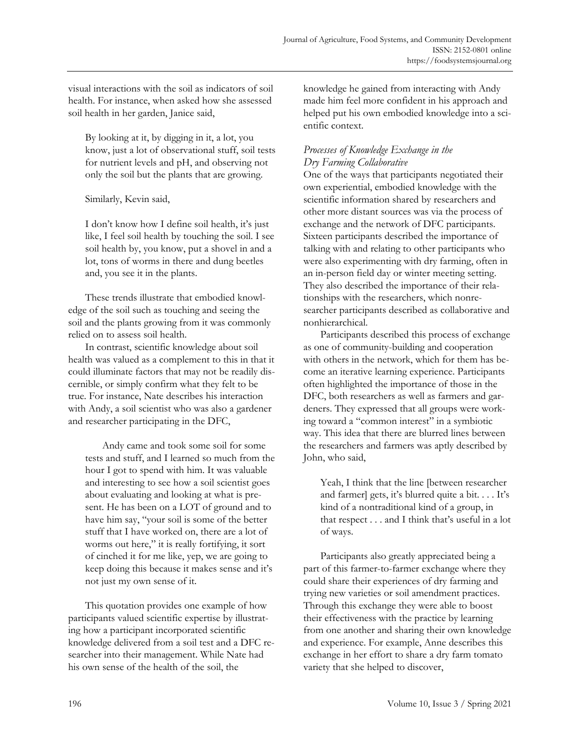visual interactions with the soil as indicators of soil health. For instance, when asked how she assessed soil health in her garden, Janice said,

> By looking at it, by digging in it, a lot, you know, just a lot of observational stuff, soil tests for nutrient levels and pH, and observing not only the soil but the plants that are growing.

Similarly, Kevin said,

> I don't know how I define soil health, it's just like, I feel soil health by touching the soil. I see soil health by, you know, put a shovel in and a lot, tons of worms in there and dung beetles and, you see it in the plants.

These trends illustrate that embodied knowledge of the soil such as touching and seeing the soil and the plants growing from it was commonly relied on to assess soil health.

In contrast, scientific knowledge about soil health was valued as a complement to this in that it could illuminate factors that may not be readily discernible, or simply confirm what they felt to be true. For instance, Nate describes his interaction with Andy, a soil scientist who was also a gardener and researcher participating in the DFC,

> Andy came and took some soil for some tests and stuff, and I learned so much from the hour I got to spend with him. It was valuable and interesting to see how a soil scientist goes about evaluating and looking at what is present. He has been on a LOT of ground and to have him say, "your soil is some of the better stuff that I have worked on, there are a lot of worms out here," it is really fortifying, it sort of cinched it for me like, yep, we are going to keep doing this because it makes sense and it's not just my own sense of it.

This quotation provides one example of how participants valued scientific expertise by illustrating how a participant incorporated scientific knowledge delivered from a soil test and a DFC researcher into their management. While Nate had his own sense of the health of the soil, the knowledge he gained from interacting with Andy made him feel more confident in his approach and helped put his own embodied knowledge into a scientific context.

### *Processes of Knowledge Exchange in the Dry Farming Collaborative*

One of the ways that participants negotiated their own experiential, embodied knowledge with the scientific information shared by researchers and other more distant sources was via the process of exchange and the network of DFC participants. Sixteen participants described the importance of talking with and relating to other participants who were also experimenting with dry farming, often in an in-person field day or winter meeting setting. They also described the importance of their relationships with the researchers, which nonresearcher participants described as collaborative and nonhierarchical.

Participants described this process of exchange as one of community-building and cooperation with others in the network, which for them has become an iterative learning experience. Participants often highlighted the importance of those in the DFC, both researchers as well as farmers and gardeners. They expressed that all groups were working toward a "common interest" in a symbiotic way. This idea that there are blurred lines between the researchers and farmers was aptly described by John, who said,

> Yeah, I think that the line [between researcher and farmer] gets, it's blurred quite a bit. . . . It's kind of a nontraditional kind of a group, in that respect . . . and I think that's useful in a lot of ways.

Participants also greatly appreciated being a part of this farmer-to-farmer exchange where they could share their experiences of dry farming and trying new varieties or soil amendment practices. Through this exchange they were able to boost their effectiveness with the practice by learning from one another and sharing their own knowledge and experience. For example, Anne describes this exchange in her effort to share a dry farm tomato variety that she helped to discover,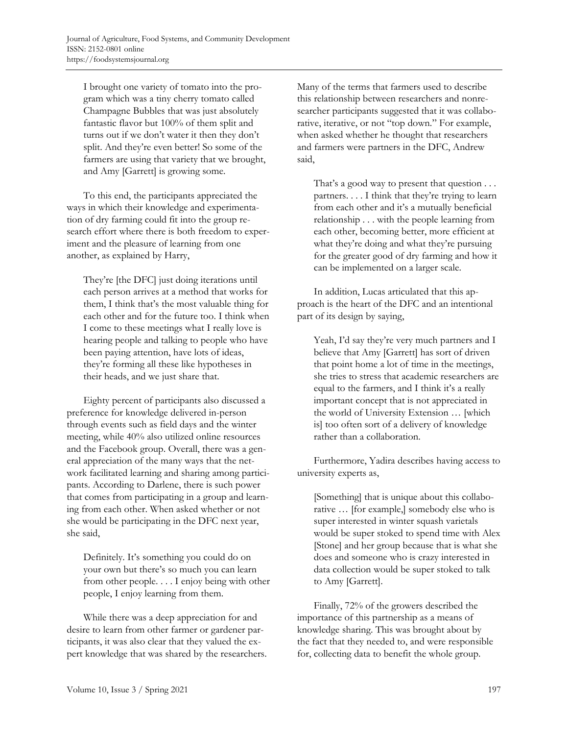> I brought one variety of tomato into the program which was a tiny cherry tomato called Champagne Bubbles that was just absolutely fantastic flavor but 100% of them split and turns out if we don't water it then they don't split. And they're even better! So some of the farmers are using that variety that we brought, and Amy [Garrett] is growing some.

To this end, the participants appreciated the ways in which their knowledge and experimentation of dry farming could fit into the group research effort where there is both freedom to experiment and the pleasure of learning from one another, as explained by Harry,

> They're [the DFC] just doing iterations until each person arrives at a method that works for them, I think that's the most valuable thing for each other and for the future too. I think when I come to these meetings what I really love is hearing people and talking to people who have been paying attention, have lots of ideas, they're forming all these like hypotheses in their heads, and we just share that.

Eighty percent of participants also discussed a preference for knowledge delivered in-person through events such as field days and the winter meeting, while 40% also utilized online resources and the Facebook group. Overall, there was a general appreciation of the many ways that the network facilitated learning and sharing among participants. According to Darlene, there is such power that comes from participating in a group and learning from each other. When asked whether or not she would be participating in the DFC next year, she said,

> Definitely. It's something you could do on your own but there's so much you can learn from other people. . . . I enjoy being with other people, I enjoy learning from them.

While there was a deep appreciation for and desire to learn from other farmer or gardener participants, it was also clear that they valued the expert knowledge that was shared by the researchers. Many of the terms that farmers used to describe this relationship between researchers and nonresearcher participants suggested that it was collaborative, iterative, or not "top down." For example, when asked whether he thought that researchers and farmers were partners in the DFC, Andrew said,

> That's a good way to present that question . . . partners. . . . I think that they're trying to learn from each other and it's a mutually beneficial relationship . . . with the people learning from each other, becoming better, more efficient at what they're doing and what they're pursuing for the greater good of dry farming and how it can be implemented on a larger scale.

In addition, Lucas articulated that this approach is the heart of the DFC and an intentional part of its design by saying,

> Yeah, I'd say they're very much partners and I believe that Amy [Garrett] has sort of driven that point home a lot of time in the meetings, she tries to stress that academic researchers are equal to the farmers, and I think it's a really important concept that is not appreciated in the world of University Extension … [which is] too often sort of a delivery of knowledge rather than a collaboration.

Furthermore, Yadira describes having access to university experts as,

> [Something] that is unique about this collaborative … [for example,] somebody else who is super interested in winter squash varietals would be super stoked to spend time with Alex [Stone] and her group because that is what she does and someone who is crazy interested in data collection would be super stoked to talk to Amy [Garrett].

Finally, 72% of the growers described the importance of this partnership as a means of knowledge sharing. This was brought about by the fact that they needed to, and were responsible for, collecting data to benefit the whole group.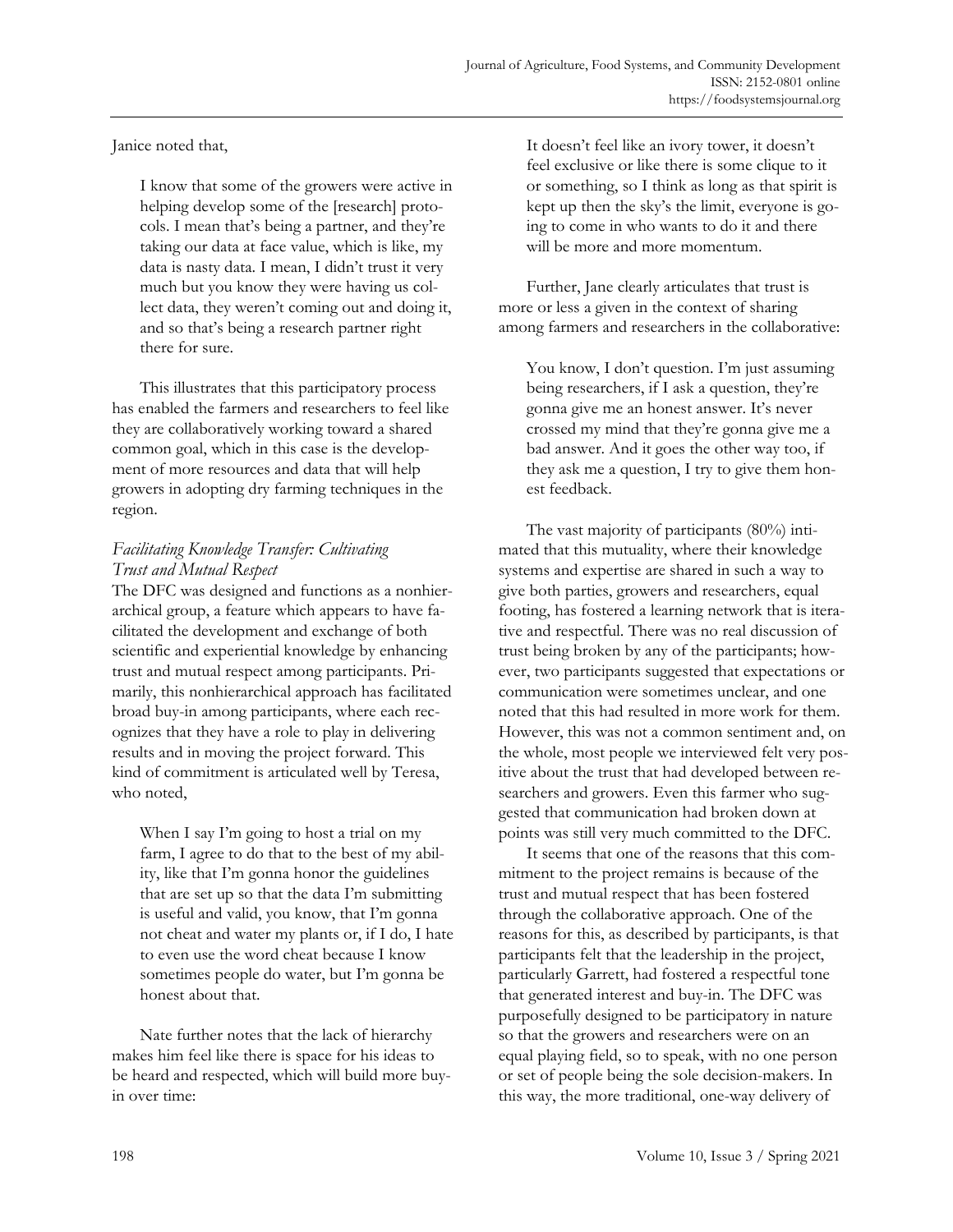Janice noted that,

> I know that some of the growers were active in helping develop some of the [research] protocols. I mean that's being a partner, and they're taking our data at face value, which is like, my data is nasty data. I mean, I didn't trust it very much but you know they were having us collect data, they weren't coming out and doing it, and so that's being a research partner right there for sure.

This illustrates that this participatory process has enabled the farmers and researchers to feel like they are collaboratively working toward a shared common goal, which in this case is the development of more resources and data that will help growers in adopting dry farming techniques in the region.

### *Facilitating Knowledge Transfer: Cultivating Trust and Mutual Respect*

The DFC was designed and functions as a nonhierarchical group, a feature which appears to have facilitated the development and exchange of both scientific and experiential knowledge by enhancing trust and mutual respect among participants. Primarily, this nonhierarchical approach has facilitated broad buy-in among participants, where each recognizes that they have a role to play in delivering results and in moving the project forward. This kind of commitment is articulated well by Teresa, who noted,

> When I say I'm going to host a trial on my farm, I agree to do that to the best of my ability, like that I'm gonna honor the guidelines that are set up so that the data I'm submitting is useful and valid, you know, that I'm gonna not cheat and water my plants or, if I do, I hate to even use the word cheat because I know sometimes people do water, but I'm gonna be honest about that.

Nate further notes that the lack of hierarchy makes him feel like there is space for his ideas to be heard and respected, which will build more buy-in over time:

> It doesn't feel like an ivory tower, it doesn't feel exclusive or like there is some clique to it or something, so I think as long as that spirit is kept up then the sky's the limit, everyone is going to come in who wants to do it and there will be more and more momentum.

Further, Jane clearly articulates that trust is more or less a given in the context of sharing among farmers and researchers in the collaborative:

> You know, I don't question. I'm just assuming being researchers, if I ask a question, they're gonna give me an honest answer. It's never crossed my mind that they're gonna give me a bad answer. And it goes the other way too, if they ask me a question, I try to give them honest feedback.

The vast majority of participants (80%) intimated that this mutuality, where their knowledge systems and expertise are shared in such a way to give both parties, growers and researchers, equal footing, has fostered a learning network that is iterative and respectful. There was no real discussion of trust being broken by any of the participants; however, two participants suggested that expectations or communication were sometimes unclear, and one noted that this had resulted in more work for them. However, this was not a common sentiment and, on the whole, most people we interviewed felt very positive about the trust that had developed between researchers and growers. Even this farmer who suggested that communication had broken down at points was still very much committed to the DFC.

It seems that one of the reasons that this commitment to the project remains is because of the trust and mutual respect that has been fostered through the collaborative approach. One of the reasons for this, as described by participants, is that participants felt that the leadership in the project, particularly Garrett, had fostered a respectful tone that generated interest and buy-in. The DFC was purposefully designed to be participatory in nature so that the growers and researchers were on an equal playing field, so to speak, with no one person or set of people being the sole decision-makers. In this way, the more traditional, one-way delivery of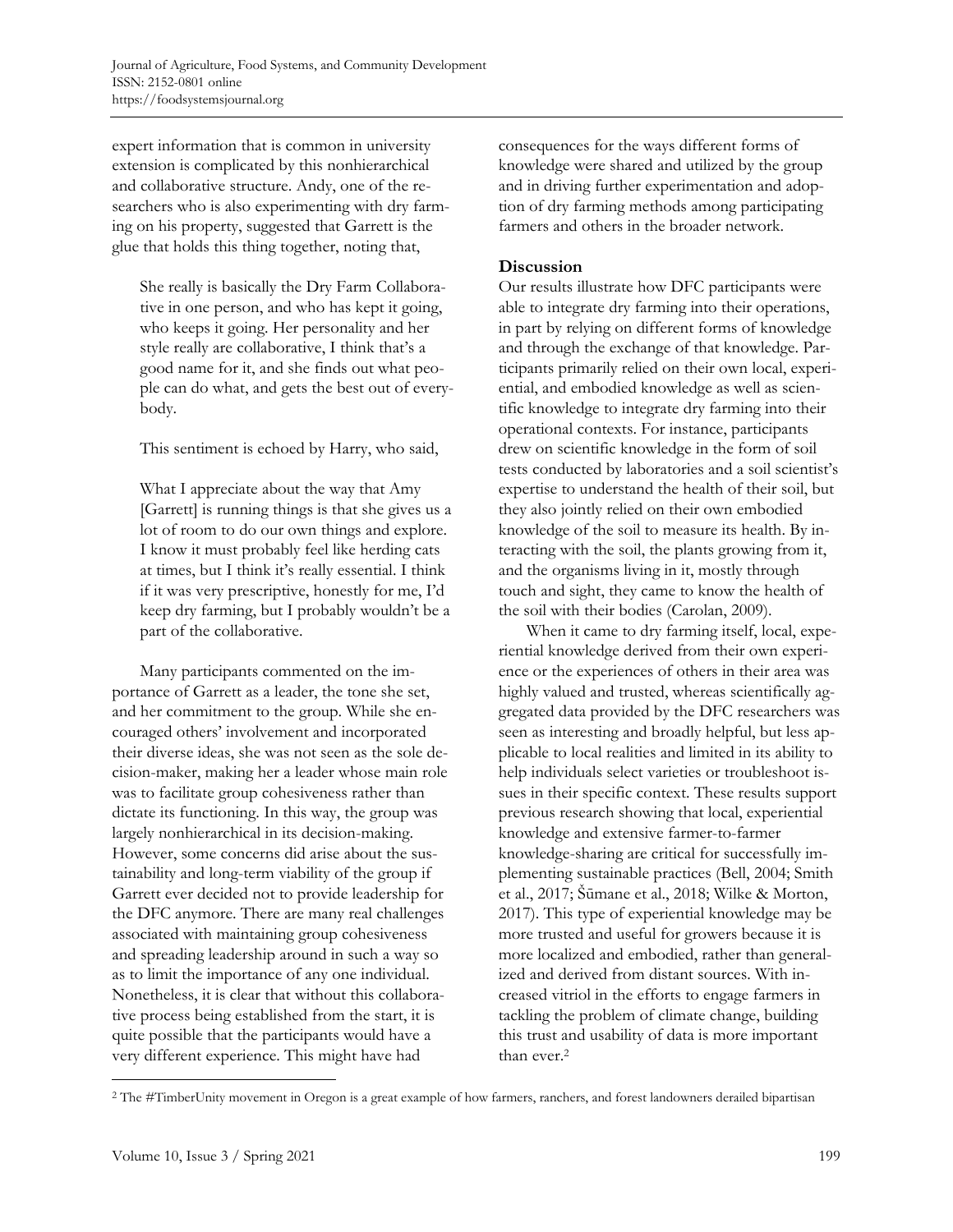expert information that is common in university extension is complicated by this nonhierarchical and collaborative structure. Andy, one of the researchers who is also experimenting with dry farming on his property, suggested that Garrett is the glue that holds this thing together, noting that,

> She really is basically the Dry Farm Collaborative in one person, and who has kept it going, who keeps it going. Her personality and her style really are collaborative, I think that's a good name for it, and she finds out what people can do what, and gets the best out of everybody.

This sentiment is echoed by Harry, who said,

> What I appreciate about the way that Amy [Garrett] is running things is that she gives us a lot of room to do our own things and explore. I know it must probably feel like herding cats at times, but I think it's really essential. I think if it was very prescriptive, honestly for me, I'd keep dry farming, but I probably wouldn't be a part of the collaborative.

Many participants commented on the importance of Garrett as a leader, the tone she set, and her commitment to the group. While she encouraged others' involvement and incorporated their diverse ideas, she was not seen as the sole decision-maker, making her a leader whose main role was to facilitate group cohesiveness rather than dictate its functioning. In this way, the group was largely nonhierarchical in its decision-making. However, some concerns did arise about the sustainability and long-term viability of the group if Garrett ever decided not to provide leadership for the DFC anymore. There are many real challenges associated with maintaining group cohesiveness and spreading leadership around in such a way so as to limit the importance of any one individual. Nonetheless, it is clear that without this collaborative process being established from the start, it is quite possible that the participants would have a very different experience. This might have had consequences for the ways different forms of knowledge were shared and utilized by the group and in driving further experimentation and adoption of dry farming methods among participating farmers and others in the broader network.

## Discussion

Our results illustrate how DFC participants were able to integrate dry farming into their operations, in part by relying on different forms of knowledge and through the exchange of that knowledge. Participants primarily relied on their own local, experiential, and embodied knowledge as well as scientific knowledge to integrate dry farming into their operational contexts. For instance, participants drew on scientific knowledge in the form of soil tests conducted by laboratories and a soil scientist's expertise to understand the health of their soil, but they also jointly relied on their own embodied knowledge of the soil to measure its health. By interacting with the soil, the plants growing from it, and the organisms living in it, mostly through touch and sight, they came to know the health of the soil with their bodies (Carolan, 2009).

When it came to dry farming itself, local, experiential knowledge derived from their own experience or the experiences of others in their area was highly valued and trusted, whereas scientifically aggregated data provided by the DFC researchers was seen as interesting and broadly helpful, but less applicable to local realities and limited in its ability to help individuals select varieties or troubleshoot issues in their specific context. These results support previous research showing that local, experiential knowledge and extensive farmer-to-farmer knowledge-sharing are critical for successfully implementing sustainable practices (Bell, 2004; Smith et al., 2017; Šūmane et al., 2018; Wilke & Morton, 2017). This type of experiential knowledge may be more trusted and useful for growers because it is more localized and embodied, rather than generalized and derived from distant sources. With increased vitriol in the efforts to engage farmers in tackling the problem of climate change, building this trust and usability of data is more important than ever.[2]

---

[2] The #TimberUnity movement in Oregon is a great example of how farmers, ranchers, and forest landowners derailed bipartisan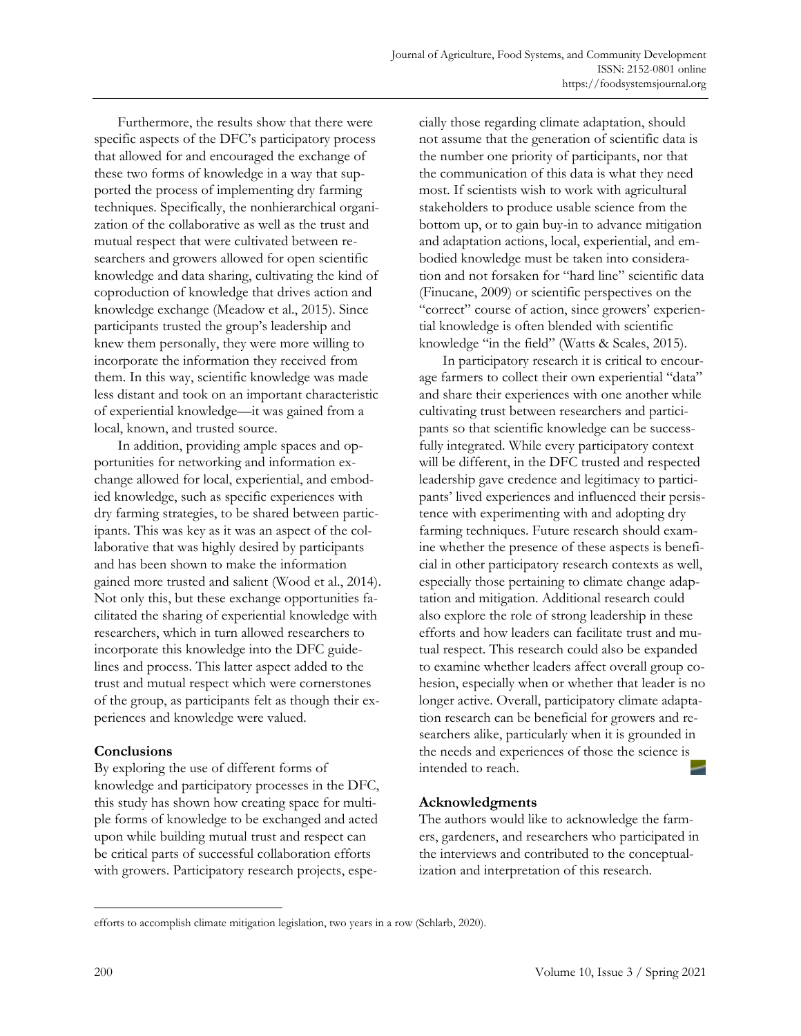Furthermore, the results show that there were specific aspects of the DFC's participatory process that allowed for and encouraged the exchange of these two forms of knowledge in a way that supported the process of implementing dry farming techniques. Specifically, the nonhierarchical organization of the collaborative as well as the trust and mutual respect that were cultivated between researchers and growers allowed for open scientific knowledge and data sharing, cultivating the kind of coproduction of knowledge that drives action and knowledge exchange (Meadow et al., 2015). Since participants trusted the group's leadership and knew them personally, they were more willing to incorporate the information they received from them. In this way, scientific knowledge was made less distant and took on an important characteristic of experiential knowledge—it was gained from a local, known, and trusted source.

In addition, providing ample spaces and opportunities for networking and information exchange allowed for local, experiential, and embodied knowledge, such as specific experiences with dry farming strategies, to be shared between participants. This was key as it was an aspect of the collaborative that was highly desired by participants and has been shown to make the information gained more trusted and salient (Wood et al., 2014). Not only this, but these exchange opportunities facilitated the sharing of experiential knowledge with researchers, which in turn allowed researchers to incorporate this knowledge into the DFC guidelines and process. This latter aspect added to the trust and mutual respect which were cornerstones of the group, as participants felt as though their experiences and knowledge were valued.

## Conclusions

By exploring the use of different forms of knowledge and participatory processes in the DFC, this study has shown how creating space for multiple forms of knowledge to be exchanged and acted upon while building mutual trust and respect can be critical parts of successful collaboration efforts with growers. Participatory research projects, especially those regarding climate adaptation, should not assume that the generation of scientific data is the number one priority of participants, nor that the communication of this data is what they need most. If scientists wish to work with agricultural stakeholders to produce usable science from the bottom up, or to gain buy-in to advance mitigation and adaptation actions, local, experiential, and embodied knowledge must be taken into consideration and not forsaken for "hard line" scientific data (Finucane, 2009) or scientific perspectives on the "correct" course of action, since growers' experiential knowledge is often blended with scientific knowledge "in the field" (Watts & Scales, 2015).

In participatory research it is critical to encourage farmers to collect their own experiential "data" and share their experiences with one another while cultivating trust between researchers and participants so that scientific knowledge can be successfully integrated. While every participatory context will be different, in the DFC trusted and respected leadership gave credence and legitimacy to participants' lived experiences and influenced their persistence with experimenting with and adopting dry farming techniques. Future research should examine whether the presence of these aspects is beneficial in other participatory research contexts as well, especially those pertaining to climate change adaptation and mitigation. Additional research could also explore the role of strong leadership in these efforts and how leaders can facilitate trust and mutual respect. This research could also be expanded to examine whether leaders affect overall group cohesion, especially when or whether that leader is no longer active. Overall, participatory climate adaptation research can be beneficial for growers and researchers alike, particularly when it is grounded in the needs and experiences of those the science is intended to reach.

## Acknowledgments

The authors would like to acknowledge the farmers, gardeners, and researchers who participated in the interviews and contributed to the conceptualization and interpretation of this research.

---

efforts to accomplish climate mitigation legislation, two years in a row (Schlarb, 2020).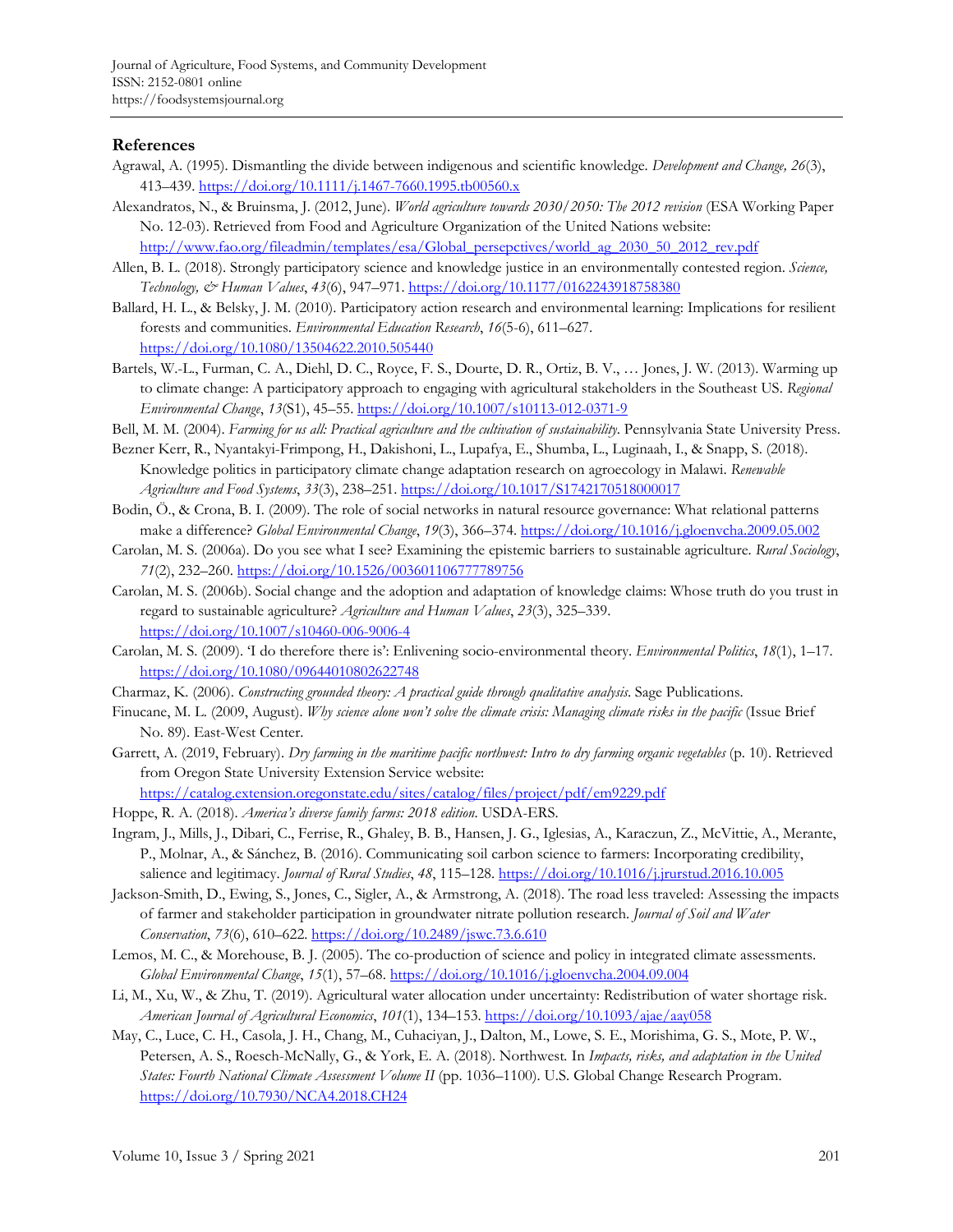## References

Agrawal, A. (1995). Dismantling the divide between indigenous and scientific knowledge. *Development and Change, 26*(3), 413–439. https://doi.org/10.1111/j.1467-7660.1995.tb00560.x

Alexandratos, N., & Bruinsma, J. (2012, June). *World agriculture towards 2030/2050: The 2012 revision* (ESA Working Paper No. 12-03). Retrieved from Food and Agriculture Organization of the United Nations website: http://www.fao.org/fileadmin/templates/esa/Global_persepctives/world_ag_2030_50_2012_rev.pdf

Allen, B. L. (2018). Strongly participatory science and knowledge justice in an environmentally contested region. *Science, Technology, & Human Values*, *43*(6), 947–971. https://doi.org/10.1177/0162243918758380

Ballard, H. L., & Belsky, J. M. (2010). Participatory action research and environmental learning: Implications for resilient forests and communities. *Environmental Education Research*, *16*(5-6), 611–627. https://doi.org/10.1080/13504622.2010.505440

Bartels, W.-L., Furman, C. A., Diehl, D. C., Royce, F. S., Dourte, D. R., Ortiz, B. V., … Jones, J. W. (2013). Warming up to climate change: A participatory approach to engaging with agricultural stakeholders in the Southeast US. *Regional Environmental Change*, *13*(S1), 45–55. https://doi.org/10.1007/s10113-012-0371-9

Bell, M. M. (2004). *Farming for us all: Practical agriculture and the cultivation of sustainability*. Pennsylvania State University Press.

Bezner Kerr, R., Nyantakyi-Frimpong, H., Dakishoni, L., Lupafya, E., Shumba, L., Luginaah, I., & Snapp, S. (2018). Knowledge politics in participatory climate change adaptation research on agroecology in Malawi. *Renewable Agriculture and Food Systems*, *33*(3), 238–251. https://doi.org/10.1017/S1742170518000017

Bodin, Ö., & Crona, B. I. (2009). The role of social networks in natural resource governance: What relational patterns make a difference? *Global Environmental Change*, *19*(3), 366–374. https://doi.org/10.1016/j.gloenvcha.2009.05.002

Carolan, M. S. (2006a). Do you see what I see? Examining the epistemic barriers to sustainable agriculture. *Rural Sociology*, *71*(2), 232–260. https://doi.org/10.1526/003601106777789756

Carolan, M. S. (2006b). Social change and the adoption and adaptation of knowledge claims: Whose truth do you trust in regard to sustainable agriculture? *Agriculture and Human Values*, *23*(3), 325–339. https://doi.org/10.1007/s10460-006-9006-4

Carolan, M. S. (2009). 'I do therefore there is': Enlivening socio-environmental theory. *Environmental Politics*, *18*(1), 1–17. https://doi.org/10.1080/09644010802622748

Charmaz, K. (2006). *Constructing grounded theory: A practical guide through qualitative analysis*. Sage Publications.

Finucane, M. L. (2009, August). *Why science alone won't solve the climate crisis: Managing climate risks in the pacific* (Issue Brief No. 89). East-West Center.

Garrett, A. (2019, February). *Dry farming in the maritime pacific northwest: Intro to dry farming organic vegetables* (p. 10). Retrieved from Oregon State University Extension Service website: https://catalog.extension.oregonstate.edu/sites/catalog/files/project/pdf/em9229.pdf

Hoppe, R. A. (2018). *America's diverse family farms: 2018 edition*. USDA-ERS.

Ingram, J., Mills, J., Dibari, C., Ferrise, R., Ghaley, B. B., Hansen, J. G., Iglesias, A., Karaczun, Z., McVittie, A., Merante, P., Molnar, A., & Sánchez, B. (2016). Communicating soil carbon science to farmers: Incorporating credibility, salience and legitimacy. *Journal of Rural Studies*, *48*, 115–128. https://doi.org/10.1016/j.jrurstud.2016.10.005

Jackson-Smith, D., Ewing, S., Jones, C., Sigler, A., & Armstrong, A. (2018). The road less traveled: Assessing the impacts of farmer and stakeholder participation in groundwater nitrate pollution research. *Journal of Soil and Water Conservation*, *73*(6), 610–622. https://doi.org/10.2489/jswc.73.6.610

Lemos, M. C., & Morehouse, B. J. (2005). The co-production of science and policy in integrated climate assessments. *Global Environmental Change*, *15*(1), 57–68. https://doi.org/10.1016/j.gloenvcha.2004.09.004

Li, M., Xu, W., & Zhu, T. (2019). Agricultural water allocation under uncertainty: Redistribution of water shortage risk. *American Journal of Agricultural Economics*, *101*(1), 134–153. https://doi.org/10.1093/ajae/aay058

May, C., Luce, C. H., Casola, J. H., Chang, M., Cuhaciyan, J., Dalton, M., Lowe, S. E., Morishima, G. S., Mote, P. W., Petersen, A. S., Roesch-McNally, G., & York, E. A. (2018). Northwest. In *Impacts, risks, and adaptation in the United States: Fourth National Climate Assessment Volume II* (pp. 1036–1100). U.S. Global Change Research Program. https://doi.org/10.7930/NCA4.2018.CH24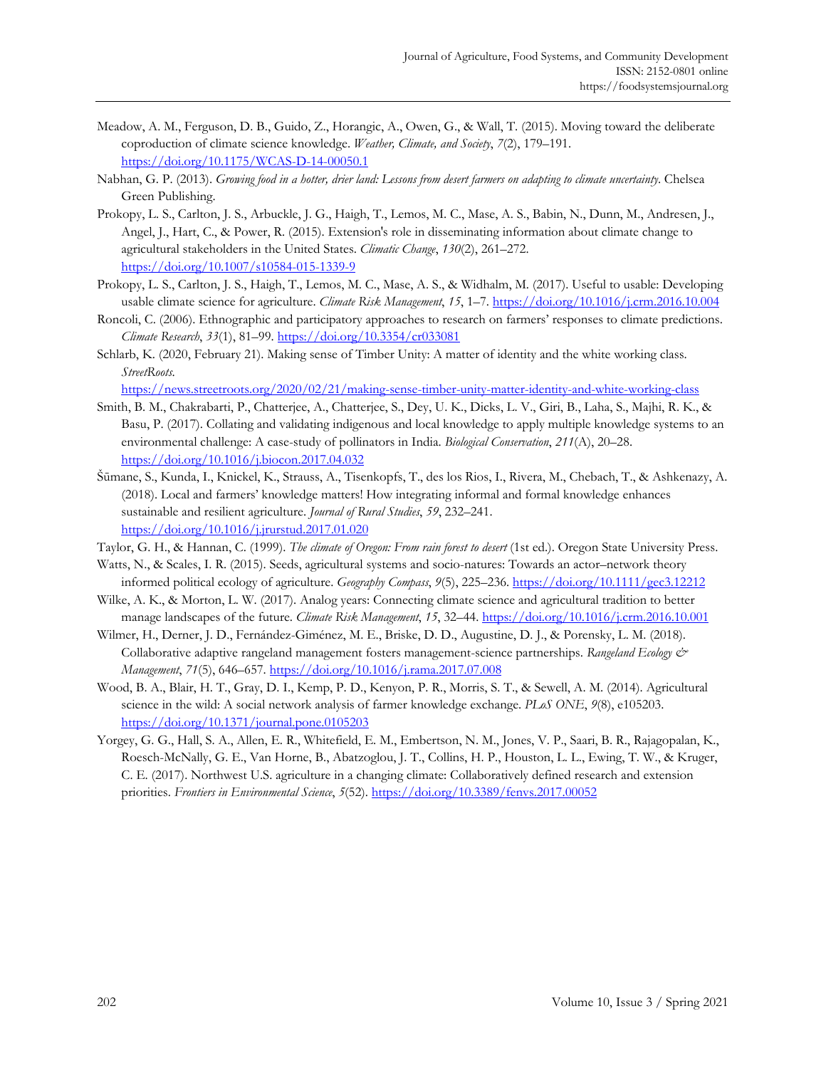Meadow, A. M., Ferguson, D. B., Guido, Z., Horangic, A., Owen, G., & Wall, T. (2015). Moving toward the deliberate coproduction of climate science knowledge. *Weather, Climate, and Society*, *7*(2), 179–191. https://doi.org/10.1175/WCAS-D-14-00050.1

Nabhan, G. P. (2013). *Growing food in a hotter, drier land: Lessons from desert farmers on adapting to climate uncertainty*. Chelsea Green Publishing.

Prokopy, L. S., Carlton, J. S., Arbuckle, J. G., Haigh, T., Lemos, M. C., Mase, A. S., Babin, N., Dunn, M., Andresen, J., Angel, J., Hart, C., & Power, R. (2015). Extension's role in disseminating information about climate change to agricultural stakeholders in the United States. *Climatic Change*, *130*(2), 261–272. https://doi.org/10.1007/s10584-015-1339-9

Prokopy, L. S., Carlton, J. S., Haigh, T., Lemos, M. C., Mase, A. S., & Widhalm, M. (2017). Useful to usable: Developing usable climate science for agriculture. *Climate Risk Management*, *15*, 1–7. https://doi.org/10.1016/j.crm.2016.10.004

Roncoli, C. (2006). Ethnographic and participatory approaches to research on farmers' responses to climate predictions. *Climate Research*, *33*(1), 81–99. https://doi.org/10.3354/cr033081

Schlarb, K. (2020, February 21). Making sense of Timber Unity: A matter of identity and the white working class. *StreetRoots*. https://news.streetroots.org/2020/02/21/making-sense-timber-unity-matter-identity-and-white-working-class

Smith, B. M., Chakrabarti, P., Chatterjee, A., Chatterjee, S., Dey, U. K., Dicks, L. V., Giri, B., Laha, S., Majhi, R. K., & Basu, P. (2017). Collating and validating indigenous and local knowledge to apply multiple knowledge systems to an environmental challenge: A case-study of pollinators in India. *Biological Conservation*, *211*(A), 20–28. https://doi.org/10.1016/j.biocon.2017.04.032

Šūmane, S., Kunda, I., Knickel, K., Strauss, A., Tisenkopfs, T., des los Rios, I., Rivera, M., Chebach, T., & Ashkenazy, A. (2018). Local and farmers' knowledge matters! How integrating informal and formal knowledge enhances sustainable and resilient agriculture. *Journal of Rural Studies*, *59*, 232–241. https://doi.org/10.1016/j.jrurstud.2017.01.020

Taylor, G. H., & Hannan, C. (1999). *The climate of Oregon: From rain forest to desert* (1st ed.). Oregon State University Press.

Watts, N., & Scales, I. R. (2015). Seeds, agricultural systems and socio-natures: Towards an actor–network theory informed political ecology of agriculture. *Geography Compass*, *9*(5), 225–236. https://doi.org/10.1111/gec3.12212

Wilke, A. K., & Morton, L. W. (2017). Analog years: Connecting climate science and agricultural tradition to better manage landscapes of the future. *Climate Risk Management*, *15*, 32–44. https://doi.org/10.1016/j.crm.2016.10.001

Wilmer, H., Derner, J. D., Fernández-Giménez, M. E., Briske, D. D., Augustine, D. J., & Porensky, L. M. (2018). Collaborative adaptive rangeland management fosters management-science partnerships. *Rangeland Ecology & Management*, *71*(5), 646–657. https://doi.org/10.1016/j.rama.2017.07.008

Wood, B. A., Blair, H. T., Gray, D. I., Kemp, P. D., Kenyon, P. R., Morris, S. T., & Sewell, A. M. (2014). Agricultural science in the wild: A social network analysis of farmer knowledge exchange. *PLoS ONE*, *9*(8), e105203. https://doi.org/10.1371/journal.pone.0105203

Yorgey, G. G., Hall, S. A., Allen, E. R., Whitefield, E. M., Embertson, N. M., Jones, V. P., Saari, B. R., Rajagopalan, K., Roesch-McNally, G. E., Van Horne, B., Abatzoglou, J. T., Collins, H. P., Houston, L. L., Ewing, T. W., & Kruger, C. E. (2017). Northwest U.S. agriculture in a changing climate: Collaboratively defined research and extension priorities. *Frontiers in Environmental Science*, *5*(52). https://doi.org/10.3389/fenvs.2017.00052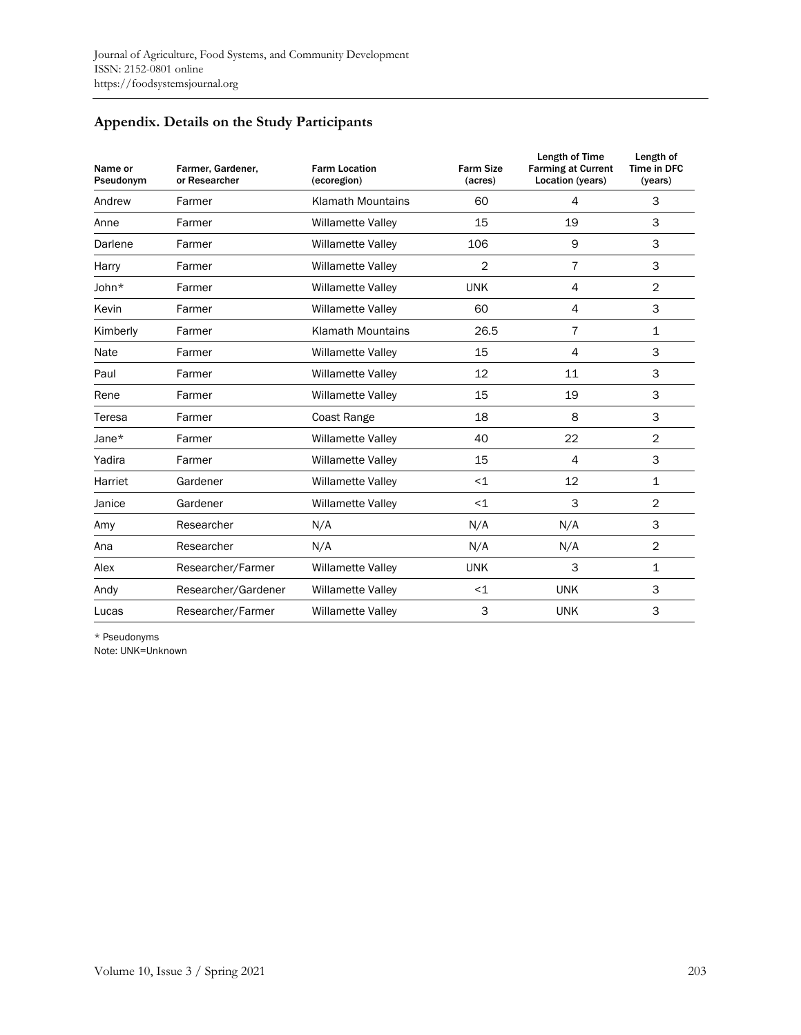## Appendix. Details on the Study Participants

| Name or Pseudonym | Farmer, Gardener, or Researcher | Farm Location (ecoregion) | Farm Size (acres) | Length of Time Farming at Current Location (years) | Length of Time in DFC (years) |
|---|---|---|---|---|---|
| Andrew | Farmer | Klamath Mountains | 60 | 4 | 3 |
| Anne | Farmer | Willamette Valley | 15 | 19 | 3 |
| Darlene | Farmer | Willamette Valley | 106 | 9 | 3 |
| Harry | Farmer | Willamette Valley | 2 | 7 | 3 |
| John* | Farmer | Willamette Valley | UNK | 4 | 2 |
| Kevin | Farmer | Willamette Valley | 60 | 4 | 3 |
| Kimberly | Farmer | Klamath Mountains | 26.5 | 7 | 1 |
| Nate | Farmer | Willamette Valley | 15 | 4 | 3 |
| Paul | Farmer | Willamette Valley | 12 | 11 | 3 |
| Rene | Farmer | Willamette Valley | 15 | 19 | 3 |
| Teresa | Farmer | Coast Range | 18 | 8 | 3 |
| Jane* | Farmer | Willamette Valley | 40 | 22 | 2 |
| Yadira | Farmer | Willamette Valley | 15 | 4 | 3 |
| Harriet | Gardener | Willamette Valley | <1 | 12 | 1 |
| Janice | Gardener | Willamette Valley | <1 | 3 | 2 |
| Amy | Researcher | N/A | N/A | N/A | 3 |
| Ana | Researcher | N/A | N/A | N/A | 2 |
| Alex | Researcher/Farmer | Willamette Valley | UNK | 3 | 1 |
| Andy | Researcher/Gardener | Willamette Valley | <1 | UNK | 3 |
| Lucas | Researcher/Farmer | Willamette Valley | 3 | UNK | 3 |

\* Pseudonyms
Note: UNK=Unknown